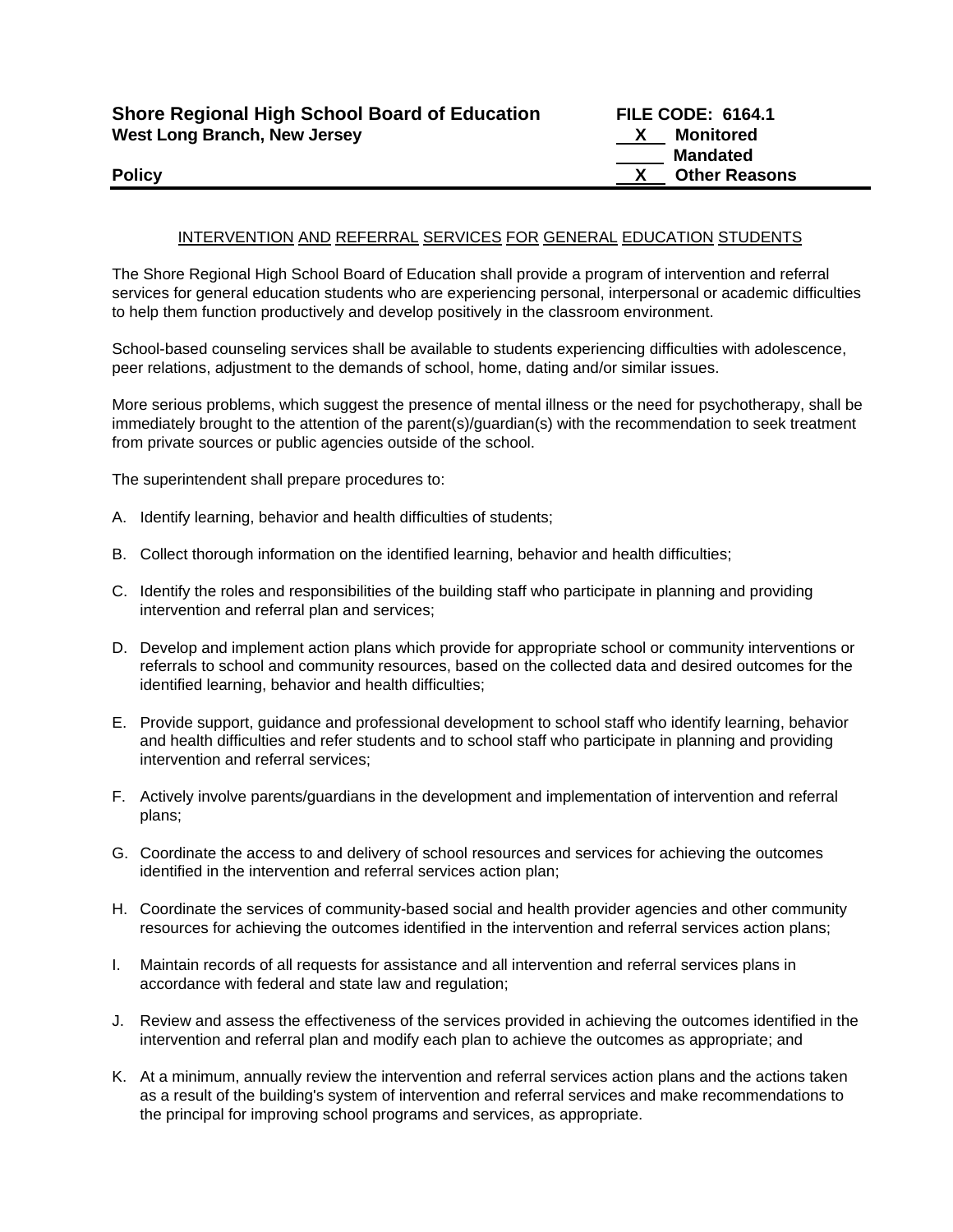**Shore Regional High School Board of Education**
**West Long Branch, New Jersey**

**Policy**

**FILE CODE: 6164.1**
**\_\_X\_\_ Monitored**
**\_\_\_\_\_ Mandated**
**\_\_X\_\_ Other Reasons**

## INTERVENTION AND REFERRAL SERVICES FOR GENERAL EDUCATION STUDENTS

The Shore Regional High School Board of Education shall provide a program of intervention and referral services for general education students who are experiencing personal, interpersonal or academic difficulties to help them function productively and develop positively in the classroom environment.

School-based counseling services shall be available to students experiencing difficulties with adolescence, peer relations, adjustment to the demands of school, home, dating and/or similar issues.

More serious problems, which suggest the presence of mental illness or the need for psychotherapy, shall be immediately brought to the attention of the parent(s)/guardian(s) with the recommendation to seek treatment from private sources or public agencies outside of the school.

The superintendent shall prepare procedures to:

A. Identify learning, behavior and health difficulties of students;

B. Collect thorough information on the identified learning, behavior and health difficulties;

C. Identify the roles and responsibilities of the building staff who participate in planning and providing intervention and referral plan and services;

D. Develop and implement action plans which provide for appropriate school or community interventions or referrals to school and community resources, based on the collected data and desired outcomes for the identified learning, behavior and health difficulties;

E. Provide support, guidance and professional development to school staff who identify learning, behavior and health difficulties and refer students and to school staff who participate in planning and providing intervention and referral services;

F. Actively involve parents/guardians in the development and implementation of intervention and referral plans;

G. Coordinate the access to and delivery of school resources and services for achieving the outcomes identified in the intervention and referral services action plan;

H. Coordinate the services of community-based social and health provider agencies and other community resources for achieving the outcomes identified in the intervention and referral services action plans;

I. Maintain records of all requests for assistance and all intervention and referral services plans in accordance with federal and state law and regulation;

J. Review and assess the effectiveness of the services provided in achieving the outcomes identified in the intervention and referral plan and modify each plan to achieve the outcomes as appropriate; and

K. At a minimum, annually review the intervention and referral services action plans and the actions taken as a result of the building's system of intervention and referral services and make recommendations to the principal for improving school programs and services, as appropriate.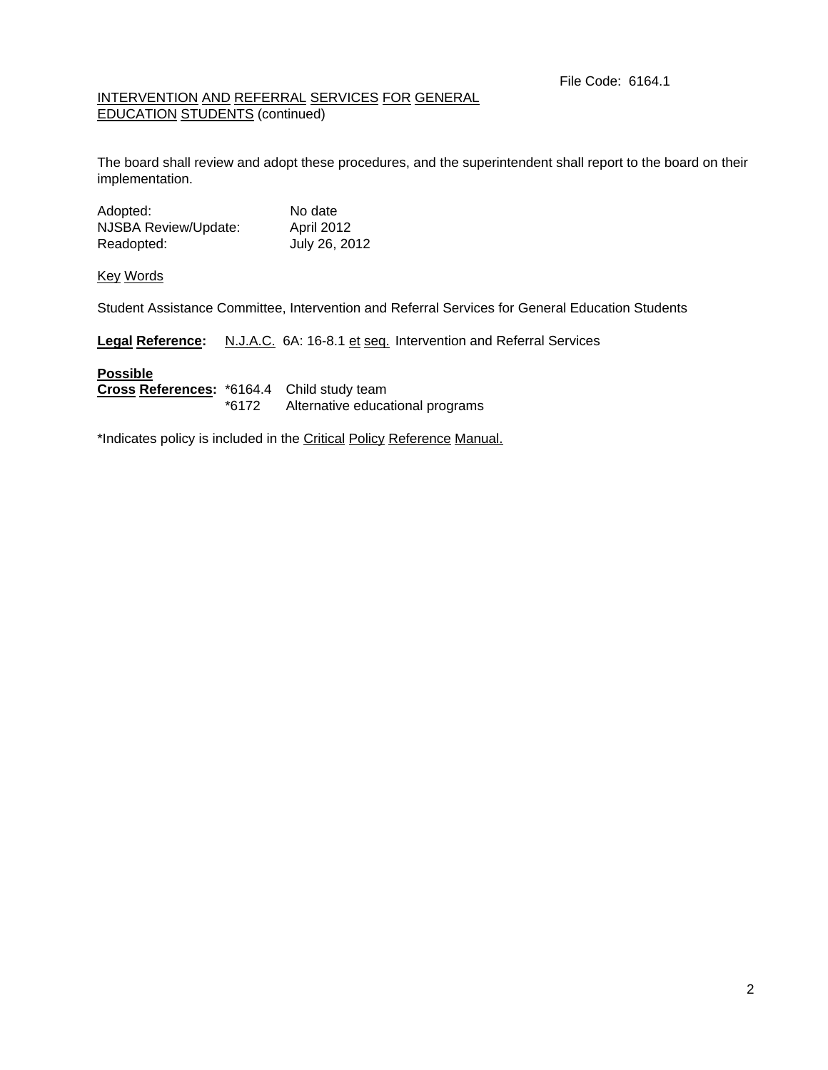File Code: 6164.1

INTERVENTION AND REFERRAL SERVICES FOR GENERAL EDUCATION STUDENTS (continued)

The board shall review and adopt these procedures, and the superintendent shall report to the board on their implementation.

| | |
|---|---|
| Adopted: | No date |
| NJSBA Review/Update: | April 2012 |
| Readopted: | July 26, 2012 |

Key Words

Student Assistance Committee, Intervention and Referral Services for General Education Students

**Legal Reference:** N.J.A.C. 6A: 16-8.1 et seq. Intervention and Referral Services

**Possible Cross References:**

| | |
|---|---|
| *6164.4 | Child study team |
| *6172 | Alternative educational programs |

*Indicates policy is included in the Critical Policy Reference Manual.